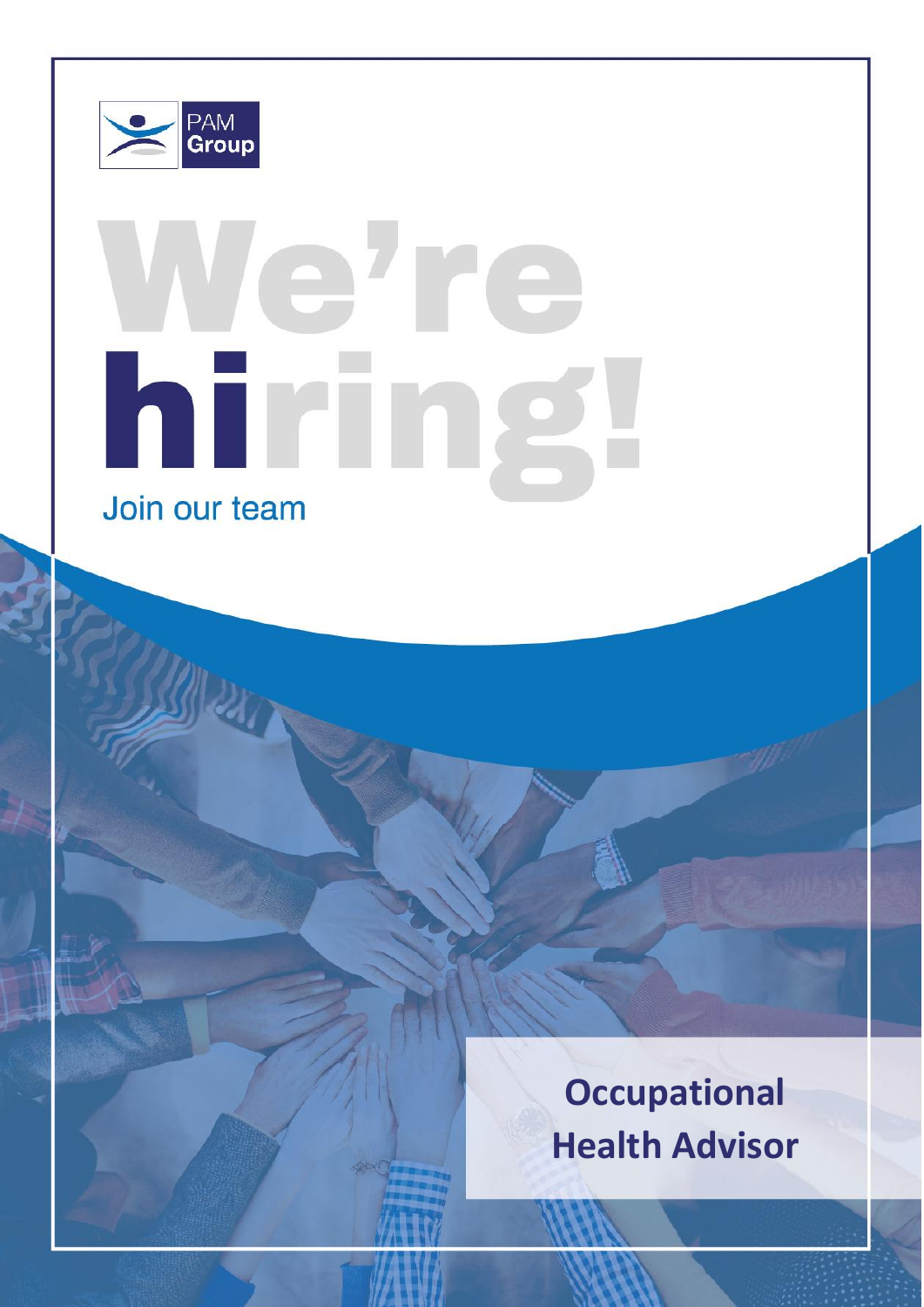PAM Group

# We're hiring!

Join our team

## Occupational Health Advisor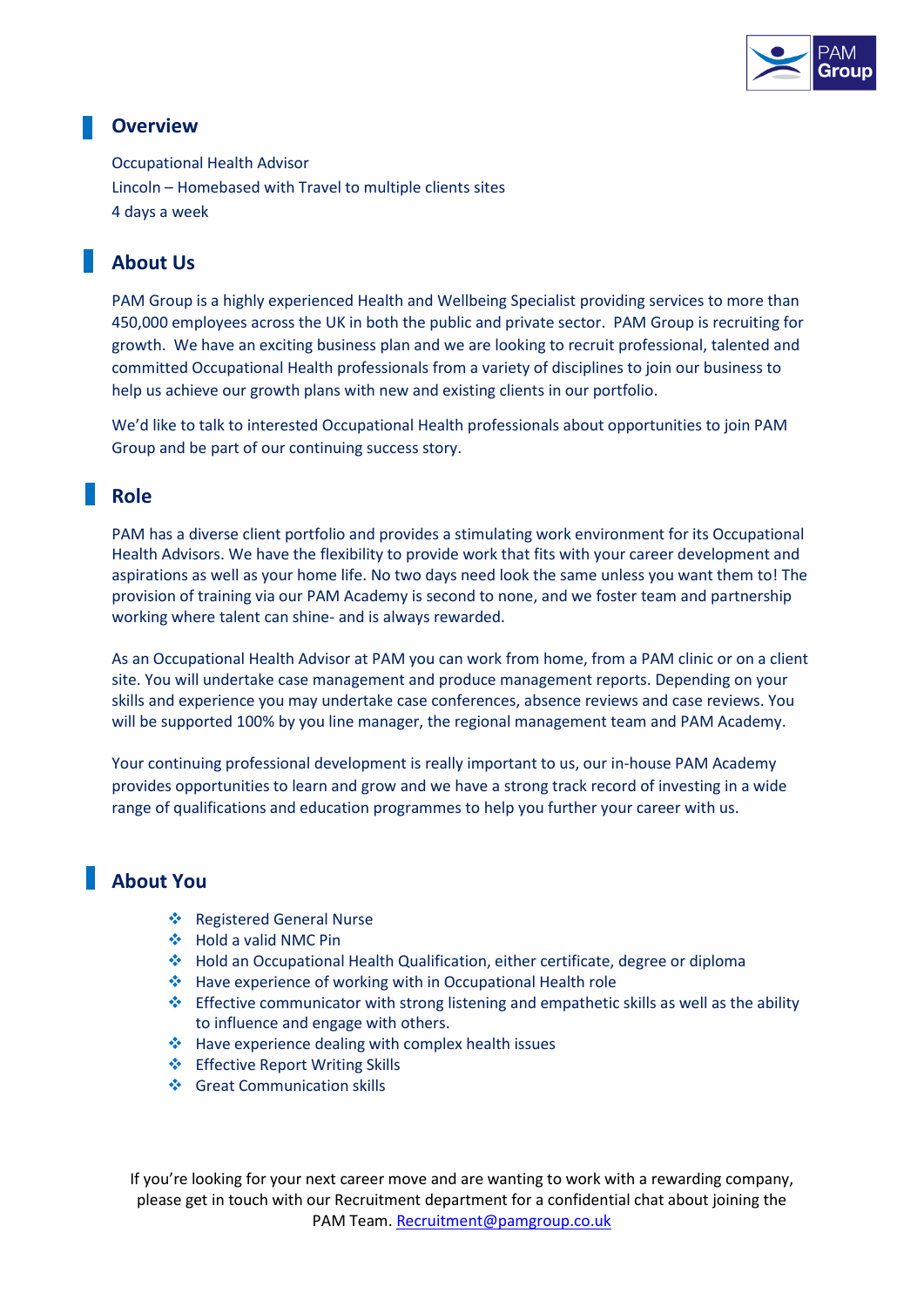## Overview

Occupational Health Advisor
Lincoln – Homebased with Travel to multiple clients sites
4 days a week

## About Us

PAM Group is a highly experienced Health and Wellbeing Specialist providing services to more than 450,000 employees across the UK in both the public and private sector. PAM Group is recruiting for growth. We have an exciting business plan and we are looking to recruit professional, talented and committed Occupational Health professionals from a variety of disciplines to join our business to help us achieve our growth plans with new and existing clients in our portfolio.

We'd like to talk to interested Occupational Health professionals about opportunities to join PAM Group and be part of our continuing success story.

## Role

PAM has a diverse client portfolio and provides a stimulating work environment for its Occupational Health Advisors. We have the flexibility to provide work that fits with your career development and aspirations as well as your home life. No two days need look the same unless you want them to! The provision of training via our PAM Academy is second to none, and we foster team and partnership working where talent can shine- and is always rewarded.

As an Occupational Health Advisor at PAM you can work from home, from a PAM clinic or on a client site. You will undertake case management and produce management reports. Depending on your skills and experience you may undertake case conferences, absence reviews and case reviews. You will be supported 100% by you line manager, the regional management team and PAM Academy.

Your continuing professional development is really important to us, our in-house PAM Academy provides opportunities to learn and grow and we have a strong track record of investing in a wide range of qualifications and education programmes to help you further your career with us.

## About You

- Registered General Nurse
- Hold a valid NMC Pin
- Hold an Occupational Health Qualification, either certificate, degree or diploma
- Have experience of working with in Occupational Health role
- Effective communicator with strong listening and empathetic skills as well as the ability to influence and engage with others.
- Have experience dealing with complex health issues
- Effective Report Writing Skills
- Great Communication skills

If you're looking for your next career move and are wanting to work with a rewarding company, please get in touch with our Recruitment department for a confidential chat about joining the PAM Team. Recruitment@pamgroup.co.uk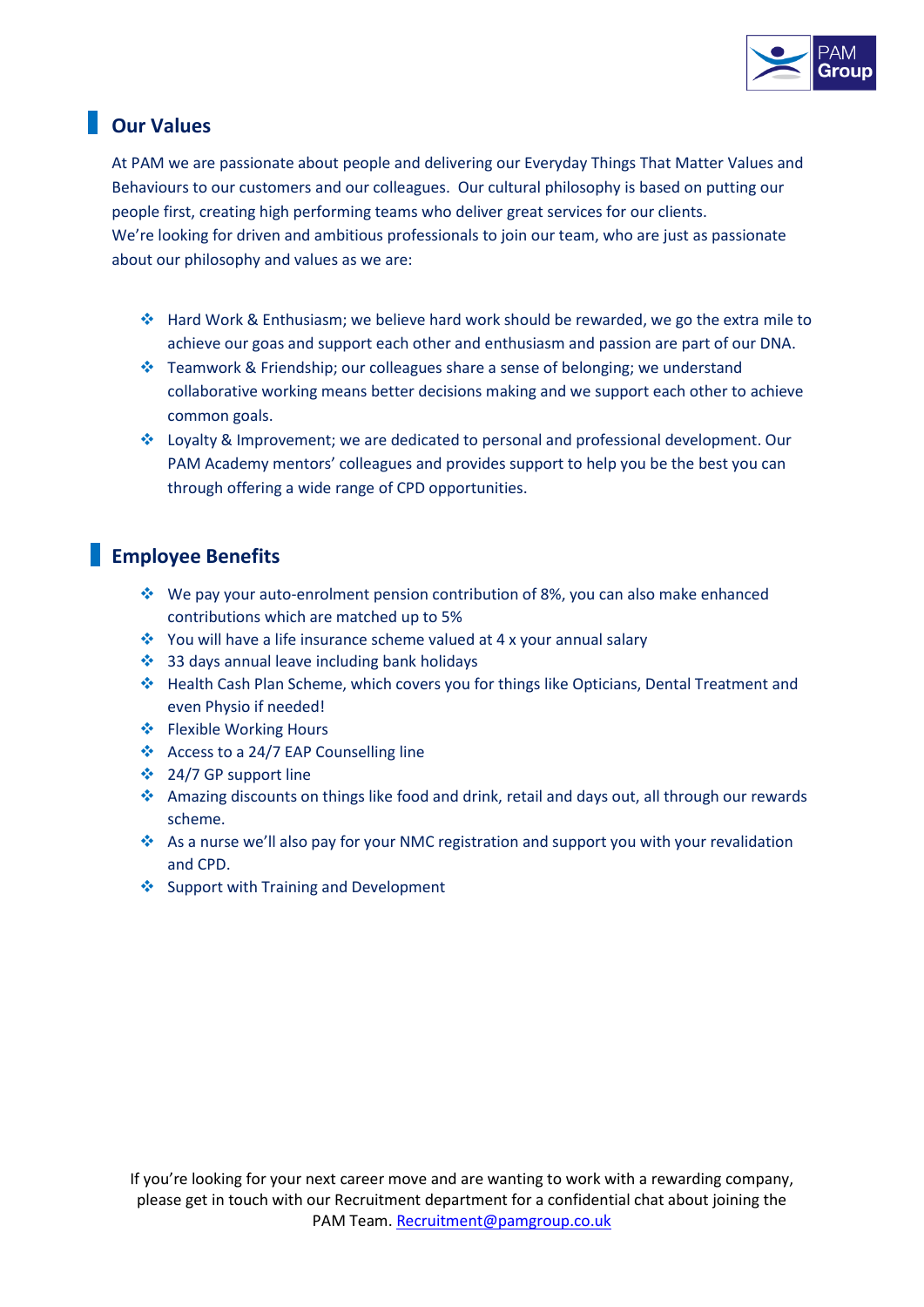## Our Values

At PAM we are passionate about people and delivering our Everyday Things That Matter Values and Behaviours to our customers and our colleagues. Our cultural philosophy is based on putting our people first, creating high performing teams who deliver great services for our clients.
We're looking for driven and ambitious professionals to join our team, who are just as passionate about our philosophy and values as we are:

- Hard Work & Enthusiasm; we believe hard work should be rewarded, we go the extra mile to achieve our goas and support each other and enthusiasm and passion are part of our DNA.
- Teamwork & Friendship; our colleagues share a sense of belonging; we understand collaborative working means better decisions making and we support each other to achieve common goals.
- Loyalty & Improvement; we are dedicated to personal and professional development. Our PAM Academy mentors' colleagues and provides support to help you be the best you can through offering a wide range of CPD opportunities.

## Employee Benefits

- We pay your auto-enrolment pension contribution of 8%, you can also make enhanced contributions which are matched up to 5%
- You will have a life insurance scheme valued at 4 x your annual salary
- 33 days annual leave including bank holidays
- Health Cash Plan Scheme, which covers you for things like Opticians, Dental Treatment and even Physio if needed!
- Flexible Working Hours
- Access to a 24/7 EAP Counselling line
- 24/7 GP support line
- Amazing discounts on things like food and drink, retail and days out, all through our rewards scheme.
- As a nurse we'll also pay for your NMC registration and support you with your revalidation and CPD.
- Support with Training and Development

If you're looking for your next career move and are wanting to work with a rewarding company, please get in touch with our Recruitment department for a confidential chat about joining the PAM Team. Recruitment@pamgroup.co.uk